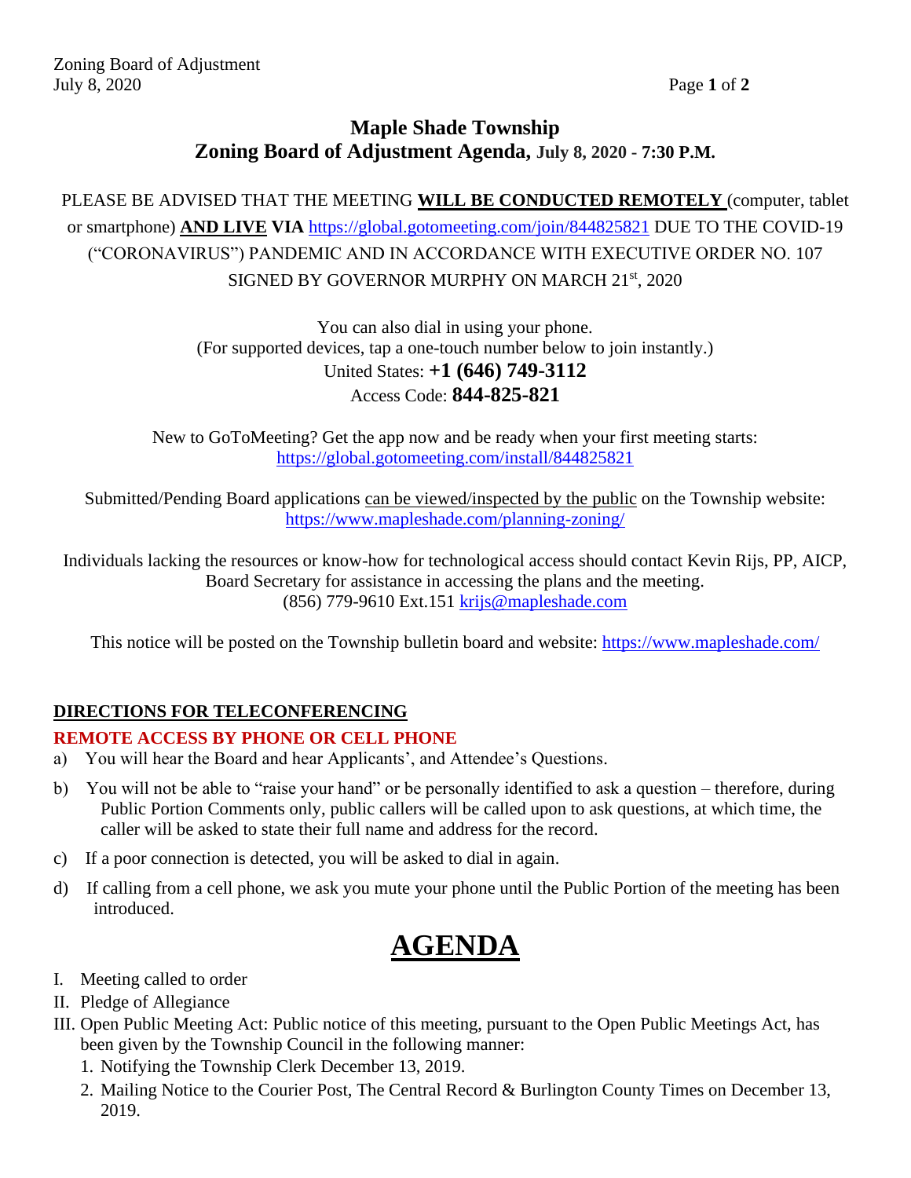# Maple Shade Township
## Zoning Board of Adjustment Agenda, July 8, 2020 - 7:30 P.M.

PLEASE BE ADVISED THAT THE MEETING **WILL BE CONDUCTED REMOTELY** (computer, tablet or smartphone) **AND LIVE VIA** https://global.gotomeeting.com/join/844825821 DUE TO THE COVID-19 ("CORONAVIRUS") PANDEMIC AND IN ACCORDANCE WITH EXECUTIVE ORDER NO. 107 SIGNED BY GOVERNOR MURPHY ON MARCH 21st, 2020

You can also dial in using your phone.
(For supported devices, tap a one-touch number below to join instantly.)
United States: **+1 (646) 749-3112**
Access Code: **844-825-821**

New to GoToMeeting? Get the app now and be ready when your first meeting starts:
https://global.gotomeeting.com/install/844825821

Submitted/Pending Board applications can be viewed/inspected by the public on the Township website:
https://www.mapleshade.com/planning-zoning/

Individuals lacking the resources or know-how for technological access should contact Kevin Rijs, PP, AICP, Board Secretary for assistance in accessing the plans and the meeting.
(856) 779-9610 Ext.151 krijs@mapleshade.com

This notice will be posted on the Township bulletin board and website: https://www.mapleshade.com/

## DIRECTIONS FOR TELECONFERENCING

### REMOTE ACCESS BY PHONE OR CELL PHONE

a) You will hear the Board and hear Applicants', and Attendee's Questions.

b) You will not be able to "raise your hand" or be personally identified to ask a question – therefore, during Public Portion Comments only, public callers will be called upon to ask questions, at which time, the caller will be asked to state their full name and address for the record.

c) If a poor connection is detected, you will be asked to dial in again.

d) If calling from a cell phone, we ask you mute your phone until the Public Portion of the meeting has been introduced.

# AGENDA

I. Meeting called to order

II. Pledge of Allegiance

III. Open Public Meeting Act: Public notice of this meeting, pursuant to the Open Public Meetings Act, has been given by the Township Council in the following manner:

1. Notifying the Township Clerk December 13, 2019.
2. Mailing Notice to the Courier Post, The Central Record & Burlington County Times on December 13, 2019.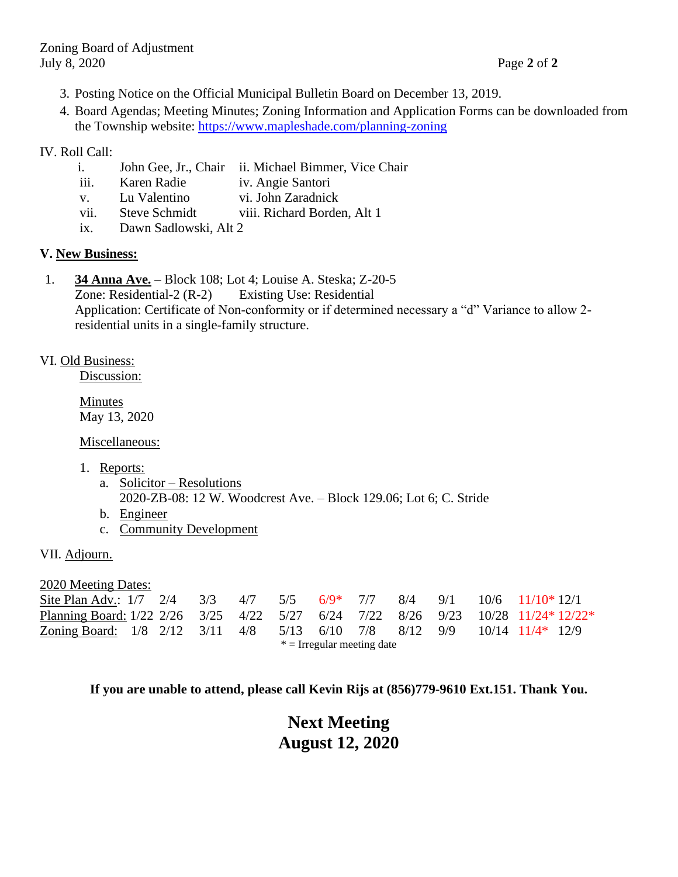3. Posting Notice on the Official Municipal Bulletin Board on December 13, 2019.
4. Board Agendas; Meeting Minutes; Zoning Information and Application Forms can be downloaded from the Township website: https://www.mapleshade.com/planning-zoning

IV. Roll Call:

- i. John Gee, Jr., Chair
- ii. Michael Bimmer, Vice Chair
- iii. Karen Radie
- iv. Angie Santori
- v. Lu Valentino
- vi. John Zaradnick
- vii. Steve Schmidt
- viii. Richard Borden, Alt 1
- ix. Dawn Sadlowski, Alt 2

**V. New Business:**

1. **34 Anna Ave.** – Block 108; Lot 4; Louise A. Steska; Z-20-5
   Zone: Residential-2 (R-2)   Existing Use: Residential
   Application: Certificate of Non-conformity or if determined necessary a "d" Variance to allow 2-residential units in a single-family structure.

VI. Old Business:

Discussion:

Minutes
May 13, 2020

Miscellaneous:

1. Reports:
   a. Solicitor – Resolutions
      2020-ZB-08: 12 W. Woodcrest Ave. – Block 129.06; Lot 6; C. Stride
   b. Engineer
   c. Community Development

VII. Adjourn.

2020 Meeting Dates:

| | | | | | | | | | | | | |
|---|---|---|---|---|---|---|---|---|---|---|---|---|
| Site Plan Adv.: | 1/7 | 2/4 | 3/3 | 4/7 | 5/5 | 6/9* | 7/7 | 8/4 | 9/1 | 10/6 | 11/10* | 12/1 |
| Planning Board: | 1/22 | 2/26 | 3/25 | 4/22 | 5/27 | 6/24 | 7/22 | 8/26 | 9/23 | 10/28 | 11/24* | 12/22* |
| Zoning Board: | 1/8 | 2/12 | 3/11 | 4/8 | 5/13 | 6/10 | 7/8 | 8/12 | 9/9 | 10/14 | 11/4* | 12/9 |

\* = Irregular meeting date

**If you are unable to attend, please call Kevin Rijs at (856)779-9610 Ext.151. Thank You.**

## Next Meeting
## August 12, 2020